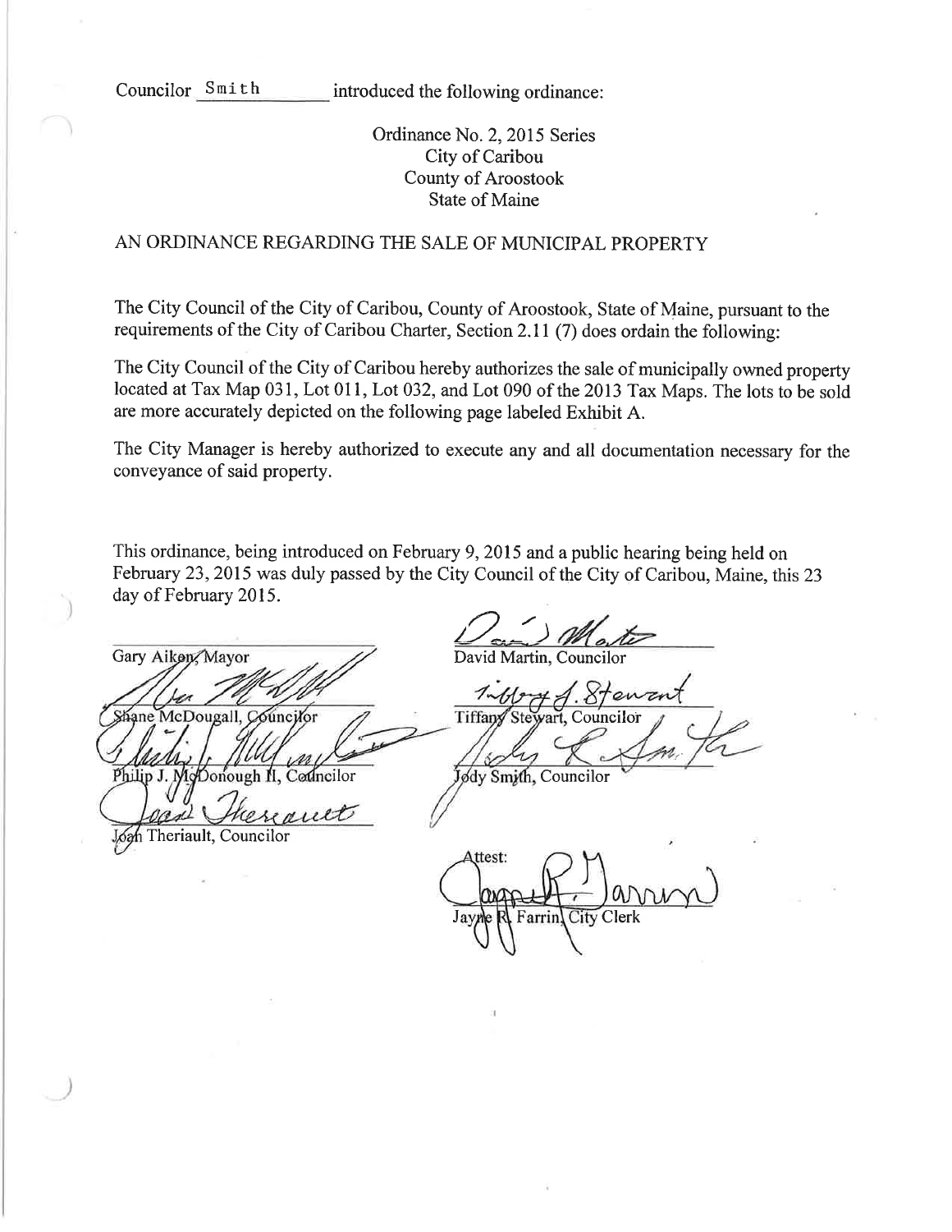Councilor Smith introduced the following ordinance:

Ordinance No. 2, 2015 Series
City of Caribou
County of Aroostook
State of Maine

AN ORDINANCE REGARDING THE SALE OF MUNICIPAL PROPERTY

The City Council of the City of Caribou, County of Aroostook, State of Maine, pursuant to the requirements of the City of Caribou Charter, Section 2.11 (7) does ordain the following:

The City Council of the City of Caribou hereby authorizes the sale of municipally owned property located at Tax Map 031, Lot 011, Lot 032, and Lot 090 of the 2013 Tax Maps. The lots to be sold are more accurately depicted on the following page labeled Exhibit A.

The City Manager is hereby authorized to execute any and all documentation necessary for the conveyance of said property.

This ordinance, being introduced on February 9, 2015 and a public hearing being held on February 23, 2015 was duly passed by the City Council of the City of Caribou, Maine, this 23 day of February 2015.

Gary Aiken, Mayor

Shane McDougall, Councilor

Philip J. McDonough II, Councilor

Joan Theriault, Councilor

David Martin, Councilor

Tiffany Stewart, Councilor

Jody Smith, Councilor

Attest:

Jayne R. Farrin, City Clerk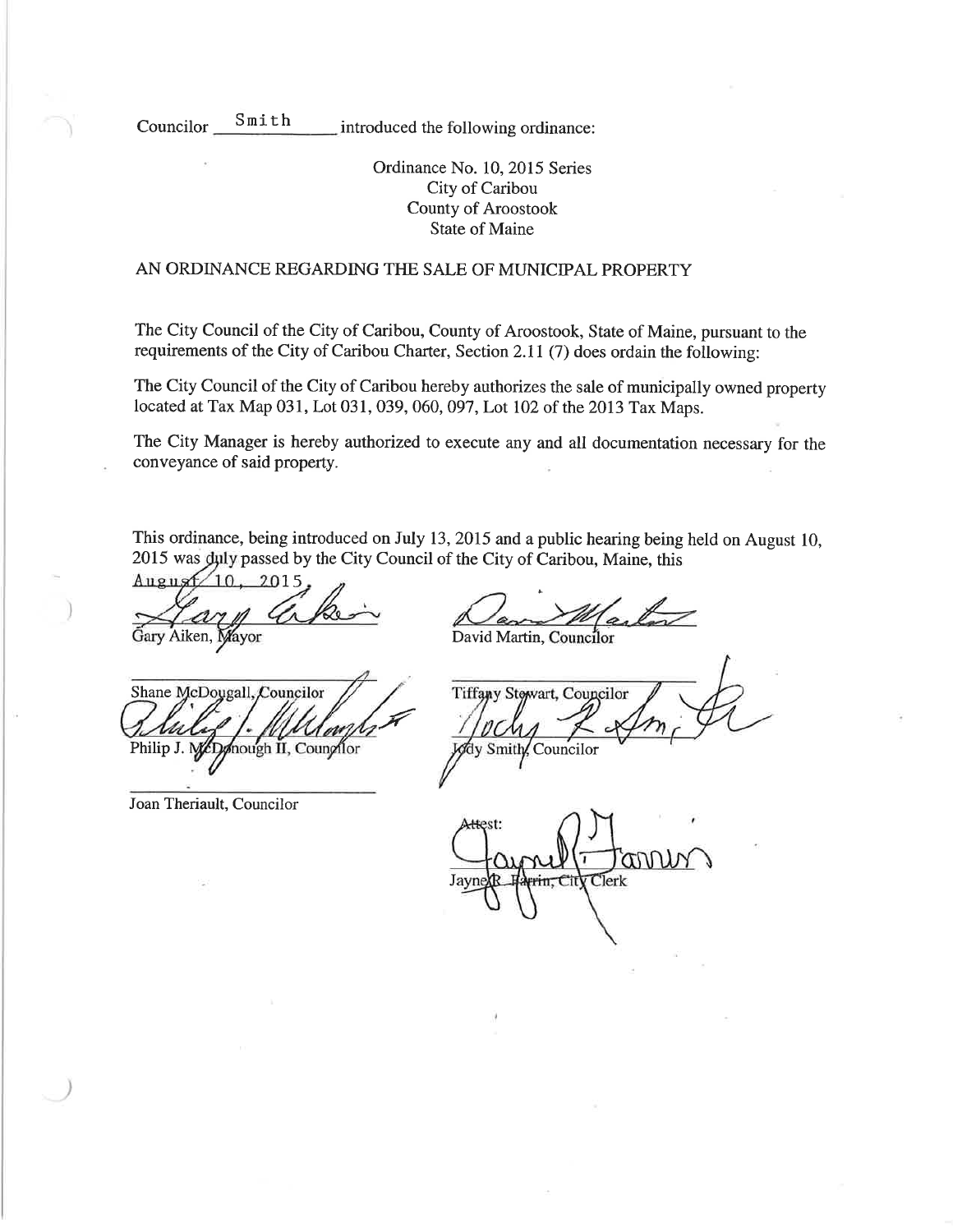Councilor Smith introduced the following ordinance:

Ordinance No. 10, 2015 Series
City of Caribou
County of Aroostook
State of Maine

AN ORDINANCE REGARDING THE SALE OF MUNICIPAL PROPERTY

The City Council of the City of Caribou, County of Aroostook, State of Maine, pursuant to the requirements of the City of Caribou Charter, Section 2.11 (7) does ordain the following:

The City Council of the City of Caribou hereby authorizes the sale of municipally owned property located at Tax Map 031, Lot 031, 039, 060, 097, Lot 102 of the 2013 Tax Maps.

The City Manager is hereby authorized to execute any and all documentation necessary for the conveyance of said property.

This ordinance, being introduced on July 13, 2015 and a public hearing being held on August 10, 2015 was duly passed by the City Council of the City of Caribou, Maine, this August 10, 2015.

Gary Aiken, Mayor

David Martin, Councilor

Shane McDougall, Councilor

Tiffany Stewart, Councilor

Philip J. McDonough II, Councilor

Jody Smith, Councilor

Joan Theriault, Councilor

Attest:

Jayne R. Farrin, City Clerk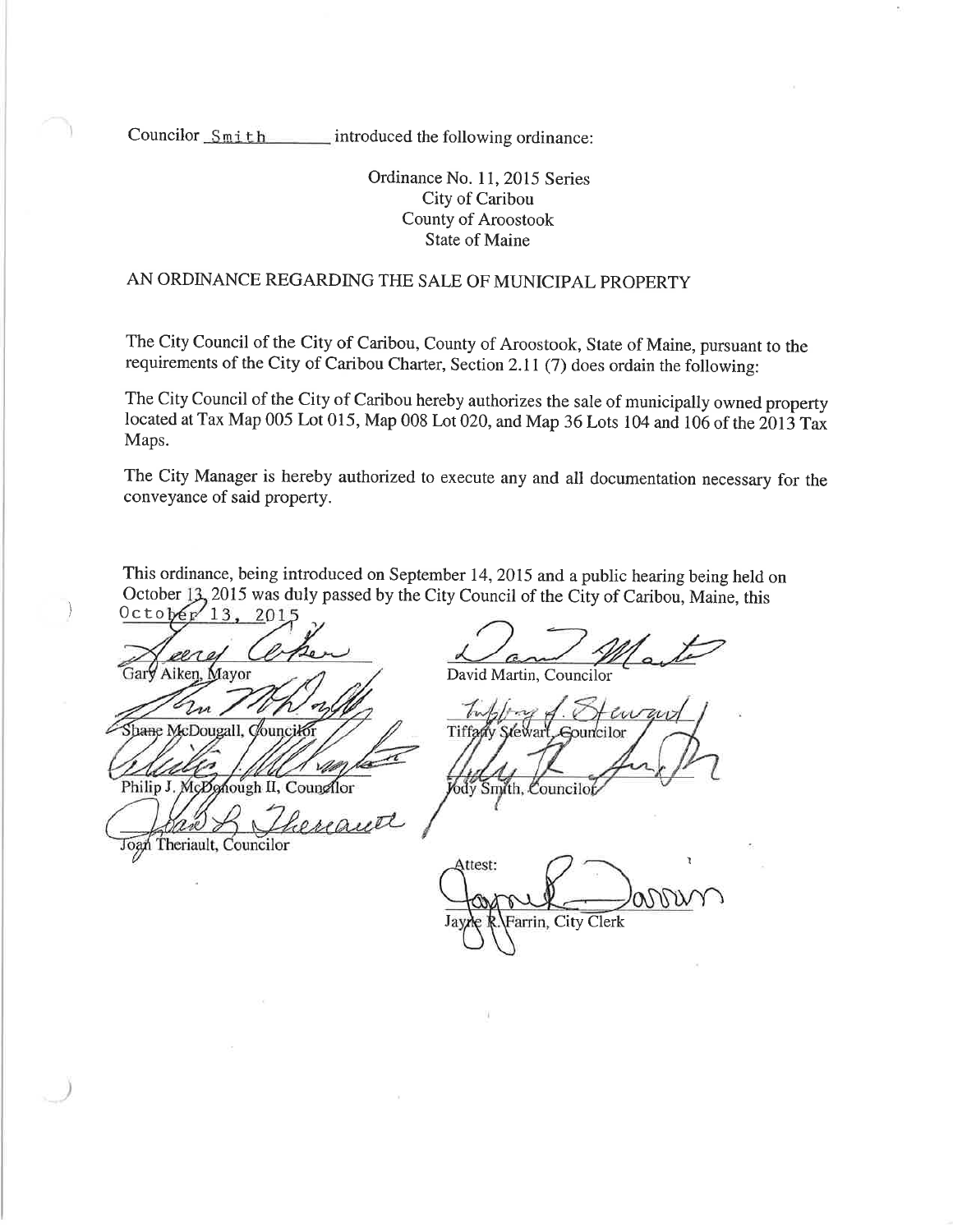Councilor Smith introduced the following ordinance:

Ordinance No. 11, 2015 Series
City of Caribou
County of Aroostook
State of Maine

AN ORDINANCE REGARDING THE SALE OF MUNICIPAL PROPERTY

The City Council of the City of Caribou, County of Aroostook, State of Maine, pursuant to the requirements of the City of Caribou Charter, Section 2.11 (7) does ordain the following:

The City Council of the City of Caribou hereby authorizes the sale of municipally owned property located at Tax Map 005 Lot 015, Map 008 Lot 020, and Map 36 Lots 104 and 106 of the 2013 Tax Maps.

The City Manager is hereby authorized to execute any and all documentation necessary for the conveyance of said property.

This ordinance, being introduced on September 14, 2015 and a public hearing being held on October 13, 2015 was duly passed by the City Council of the City of Caribou, Maine, this October 13, 2015

Gary Aiken, Mayor

David Martin, Councilor

Shane McDougall, Councilor

Tiffany Stewart, Councilor

Philip J. McDonough II, Councilor

Jody Smith, Councilor

Joan Theriault, Councilor

Attest:

Jayne R. Farrin, City Clerk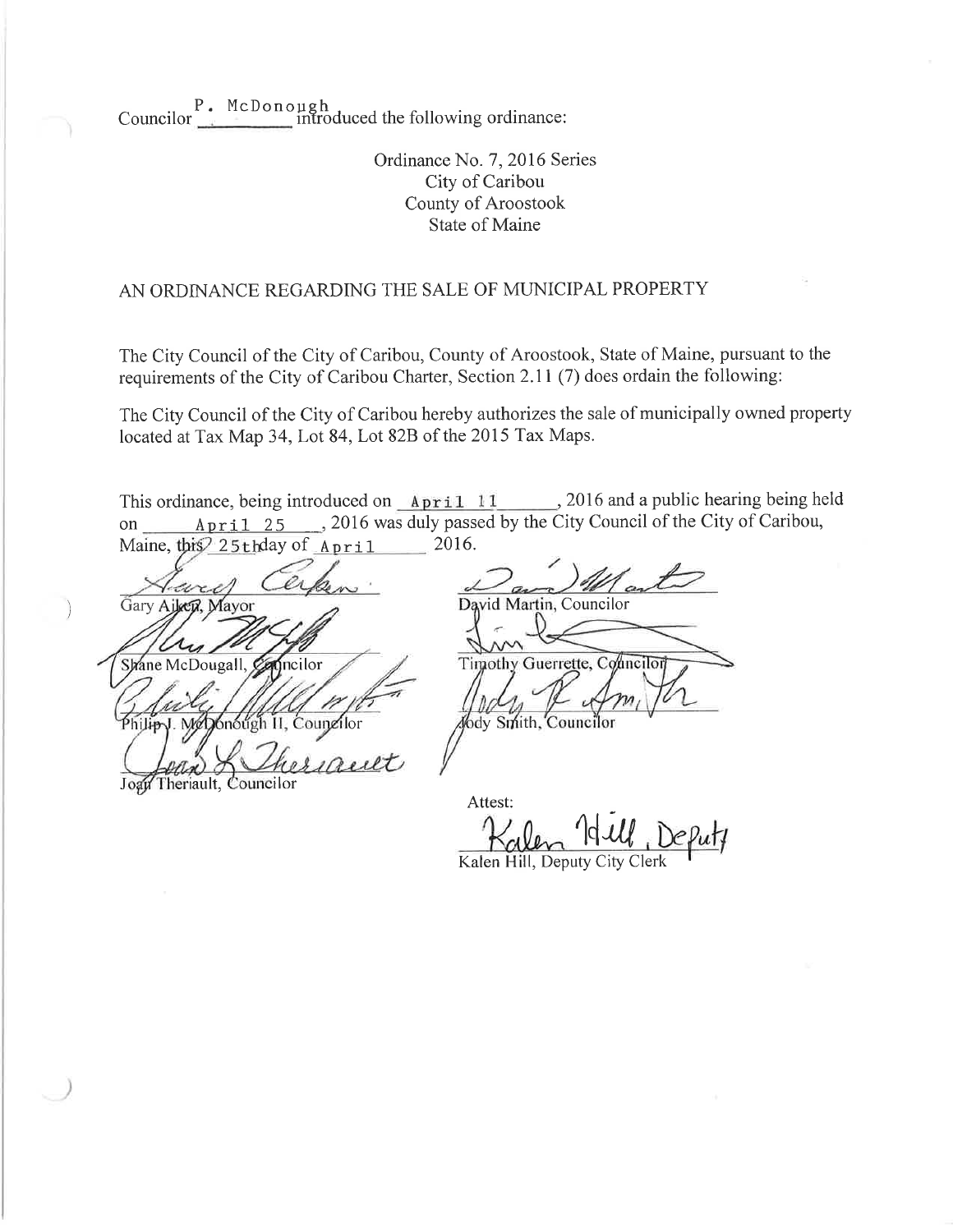Councilor P. McDonough introduced the following ordinance:

Ordinance No. 7, 2016 Series
City of Caribou
County of Aroostook
State of Maine

AN ORDINANCE REGARDING THE SALE OF MUNICIPAL PROPERTY

The City Council of the City of Caribou, County of Aroostook, State of Maine, pursuant to the requirements of the City of Caribou Charter, Section 2.11 (7) does ordain the following:

The City Council of the City of Caribou hereby authorizes the sale of municipally owned property located at Tax Map 34, Lot 84, Lot 82B of the 2015 Tax Maps.

This ordinance, being introduced on April 11, 2016 and a public hearing being held on April 25, 2016 was duly passed by the City Council of the City of Caribou, Maine, this 25th day of April 2016.

Gary Aiken, Mayor

Shane McDougall, Councilor

Philip J. McDonough II, Councilor

Joan Theriault, Councilor

David Martin, Councilor

Timothy Guerrette, Councilor

Jody Smith, Councilor

Attest:

Kalen Hill, Deputy

Kalen Hill, Deputy City Clerk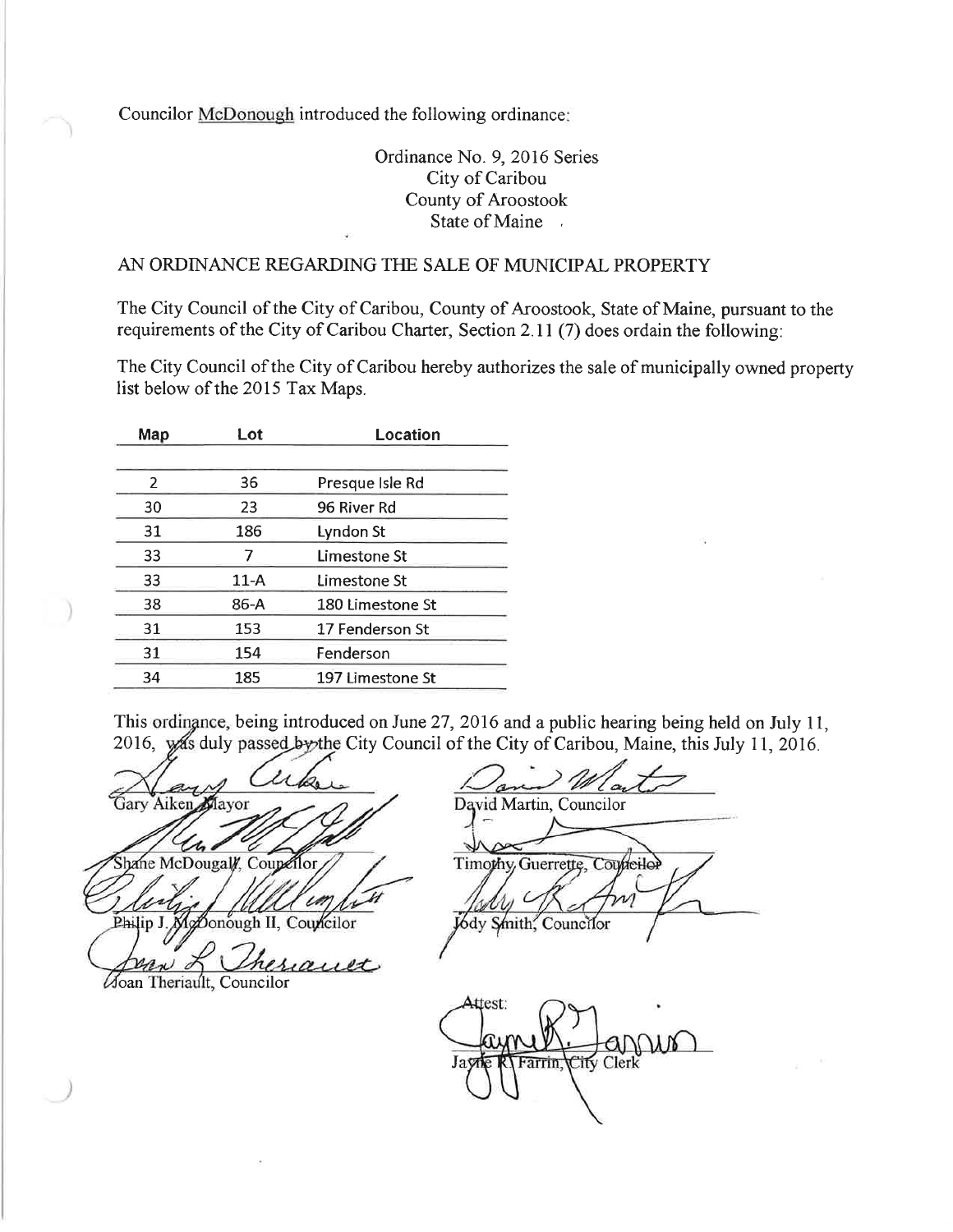Councilor McDonough introduced the following ordinance:

Ordinance No. 9, 2016 Series
City of Caribou
County of Aroostook
State of Maine

AN ORDINANCE REGARDING THE SALE OF MUNICIPAL PROPERTY

The City Council of the City of Caribou, County of Aroostook, State of Maine, pursuant to the requirements of the City of Caribou Charter, Section 2.11 (7) does ordain the following:

The City Council of the City of Caribou hereby authorizes the sale of municipally owned property list below of the 2015 Tax Maps.

| Map | Lot | Location |
|---|---|---|
| 2 | 36 | Presque Isle Rd |
| 30 | 23 | 96 River Rd |
| 31 | 186 | Lyndon St |
| 33 | 7 | Limestone St |
| 33 | 11-A | Limestone St |
| 38 | 86-A | 180 Limestone St |
| 31 | 153 | 17 Fenderson St |
| 31 | 154 | Fenderson |
| 34 | 185 | 197 Limestone St |

This ordinance, being introduced on June 27, 2016 and a public hearing being held on July 11, 2016, was duly passed by the City Council of the City of Caribou, Maine, this July 11, 2016.

Gary Aiken, Mayor

Shane McDougall, Councilor

Philip J. McDonough II, Councilor

Joan Theriault, Councilor

David Martin, Councilor

Timothy Guerrette, Councilor

Jody Smith, Councilor

Attest:

Jayne R. Farrin, City Clerk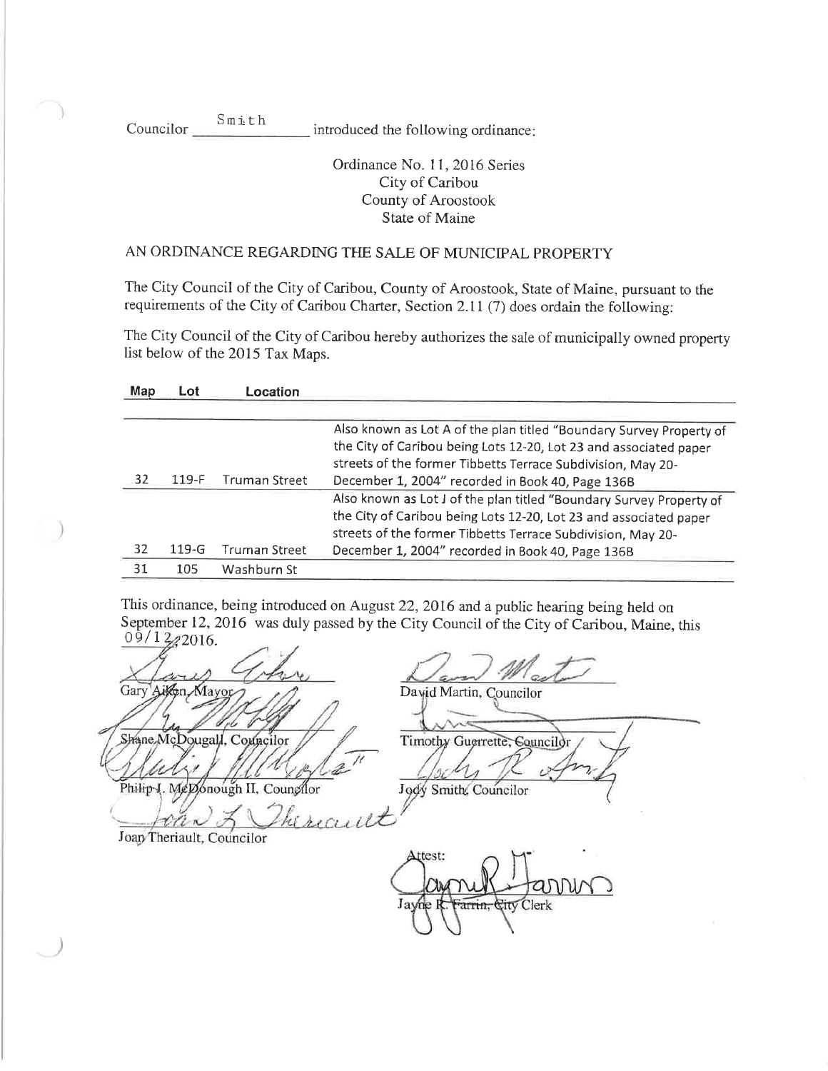Councilor Smith introduced the following ordinance:

Ordinance No. 11, 2016 Series
City of Caribou
County of Aroostook
State of Maine

AN ORDINANCE REGARDING THE SALE OF MUNICIPAL PROPERTY

The City Council of the City of Caribou, County of Aroostook, State of Maine, pursuant to the requirements of the City of Caribou Charter, Section 2.11 (7) does ordain the following:

The City Council of the City of Caribou hereby authorizes the sale of municipally owned property list below of the 2015 Tax Maps.

| Map | Lot | Location | |
|---|---|---|---|
| 32 | 119-F | Truman Street | Also known as Lot A of the plan titled "Boundary Survey Property of the City of Caribou being Lots 12-20, Lot 23 and associated paper streets of the former Tibbetts Terrace Subdivision, May 20-December 1, 2004" recorded in Book 40, Page 136B |
| 32 | 119-G | Truman Street | Also known as Lot J of the plan titled "Boundary Survey Property of the City of Caribou being Lots 12-20, Lot 23 and associated paper streets of the former Tibbetts Terrace Subdivision, May 20-December 1, 2004" recorded in Book 40, Page 136B |
| 31 | 105 | Washburn St | |

This ordinance, being introduced on August 22, 2016 and a public hearing being held on September 12, 2016 was duly passed by the City Council of the City of Caribou, Maine, this 09/12/2016.

Gary Aiken, Mayor

David Martin, Councilor

Shane McDougall, Councilor

Timothy Guerrette, Councilor

Philip J. McDonough II, Councilor

Jody Smith, Councilor

Joan Theriault, Councilor

Attest:

Jayne R. Farrin, City Clerk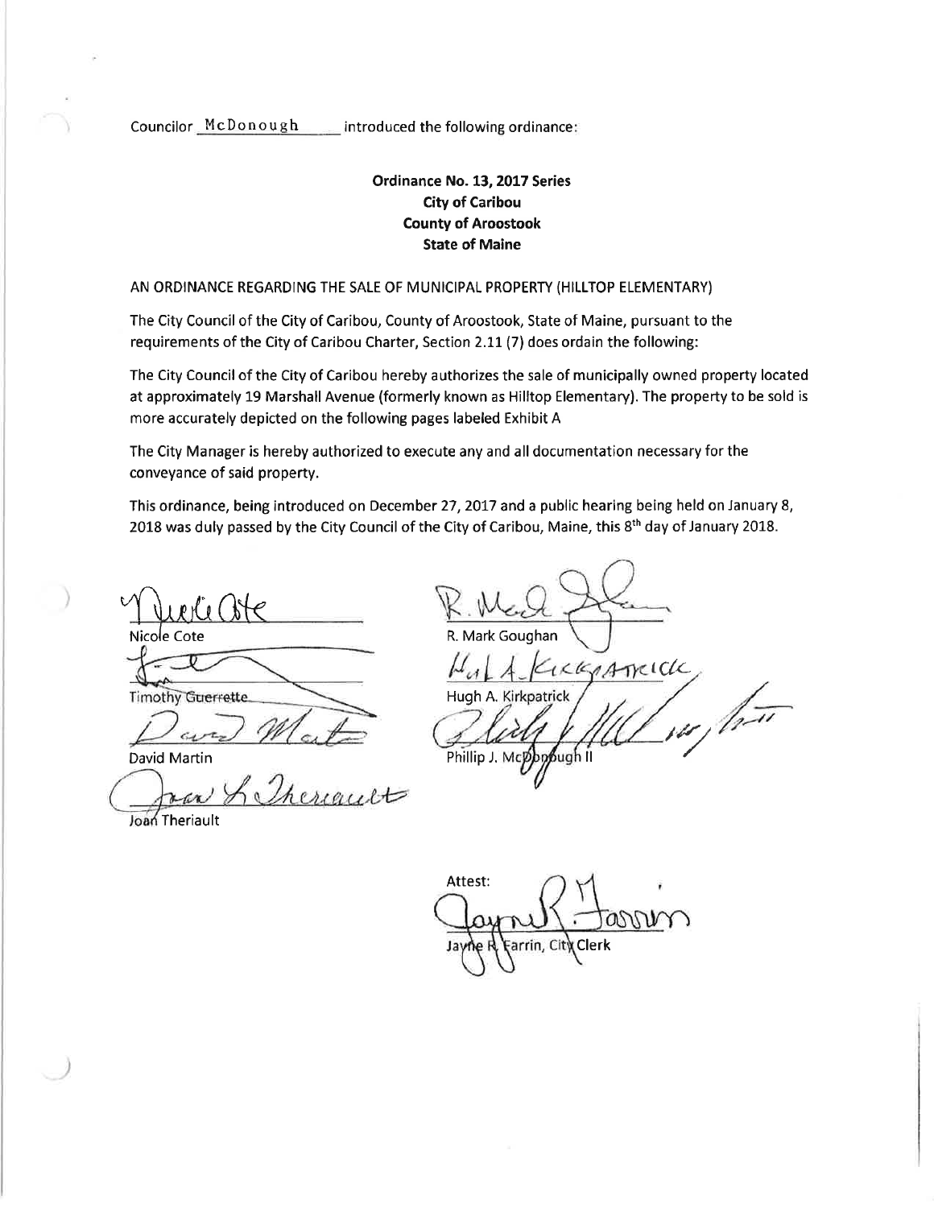Councilor McDonough introduced the following ordinance:

**Ordinance No. 13, 2017 Series**
**City of Caribou**
**County of Aroostook**
**State of Maine**

AN ORDINANCE REGARDING THE SALE OF MUNICIPAL PROPERTY (HILLTOP ELEMENTARY)

The City Council of the City of Caribou, County of Aroostook, State of Maine, pursuant to the requirements of the City of Caribou Charter, Section 2.11 (7) does ordain the following:

The City Council of the City of Caribou hereby authorizes the sale of municipally owned property located at approximately 19 Marshall Avenue (formerly known as Hilltop Elementary). The property to be sold is more accurately depicted on the following pages labeled Exhibit A

The City Manager is hereby authorized to execute any and all documentation necessary for the conveyance of said property.

This ordinance, being introduced on December 27, 2017 and a public hearing being held on January 8, 2018 was duly passed by the City Council of the City of Caribou, Maine, this 8th day of January 2018.

Nicole Cote

Timothy Guerrette

David Martin

Joan Theriault

R. Mark Goughan

Hugh A. Kirkpatrick

Phillip J. McDonough II

Attest:

Jayne R. Farrin, City Clerk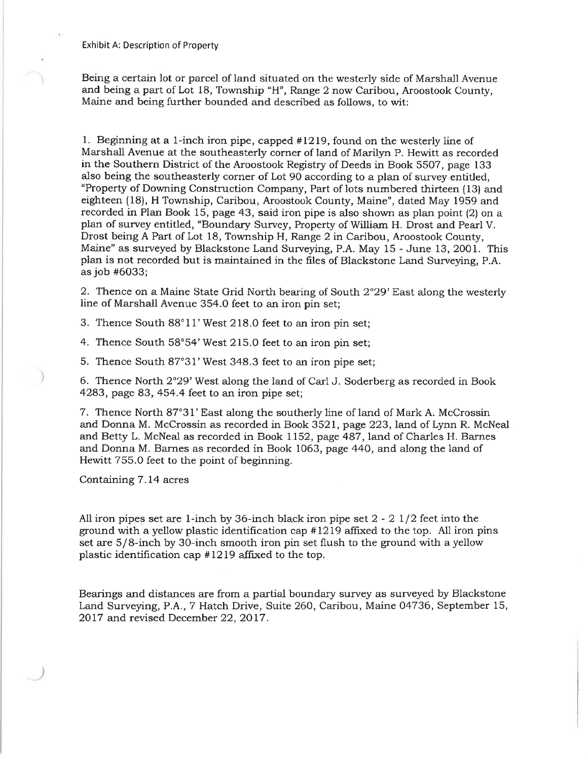Exhibit A: Description of Property

Being a certain lot or parcel of land situated on the westerly side of Marshall Avenue and being a part of Lot 18, Township "H", Range 2 now Caribou, Aroostook County, Maine and being further bounded and described as follows, to wit:

1. Beginning at a 1-inch iron pipe, capped #1219, found on the westerly line of Marshall Avenue at the southeasterly corner of land of Marilyn P. Hewitt as recorded in the Southern District of the Aroostook Registry of Deeds in Book 5507, page 133 also being the southeasterly corner of Lot 90 according to a plan of survey entitled, "Property of Downing Construction Company, Part of lots numbered thirteen (13) and eighteen (18), H Township, Caribou, Aroostook County, Maine", dated May 1959 and recorded in Plan Book 15, page 43, said iron pipe is also shown as plan point (2) on a plan of survey entitled, "Boundary Survey, Property of William H. Drost and Pearl V. Drost being A Part of Lot 18, Township H, Range 2 in Caribou, Aroostook County, Maine" as surveyed by Blackstone Land Surveying, P.A. May 15 - June 13, 2001. This plan is not recorded but is maintained in the files of Blackstone Land Surveying, P.A. as job #6033;

2. Thence on a Maine State Grid North bearing of South 2°29' East along the westerly line of Marshall Avenue 354.0 feet to an iron pin set;

3. Thence South 88°11' West 218.0 feet to an iron pin set;

4. Thence South 58°54' West 215.0 feet to an iron pin set;

5. Thence South 87°31' West 348.3 feet to an iron pipe set;

6. Thence North 2°29' West along the land of Carl J. Soderberg as recorded in Book 4283, page 83, 454.4 feet to an iron pipe set;

7. Thence North 87°31' East along the southerly line of land of Mark A. McCrossin and Donna M. McCrossin as recorded in Book 3521, page 223, land of Lynn R. McNeal and Betty L. McNeal as recorded in Book 1152, page 487, land of Charles H. Barnes and Donna M. Barnes as recorded in Book 1063, page 440, and along the land of Hewitt 755.0 feet to the point of beginning.

Containing 7.14 acres

All iron pipes set are 1-inch by 36-inch black iron pipe set 2 - 2 1/2 feet into the ground with a yellow plastic identification cap #1219 affixed to the top. All iron pins set are 5/8-inch by 30-inch smooth iron pin set flush to the ground with a yellow plastic identification cap #1219 affixed to the top.

Bearings and distances are from a partial boundary survey as surveyed by Blackstone Land Surveying, P.A., 7 Hatch Drive, Suite 260, Caribou, Maine 04736, September 15, 2017 and revised December 22, 2017.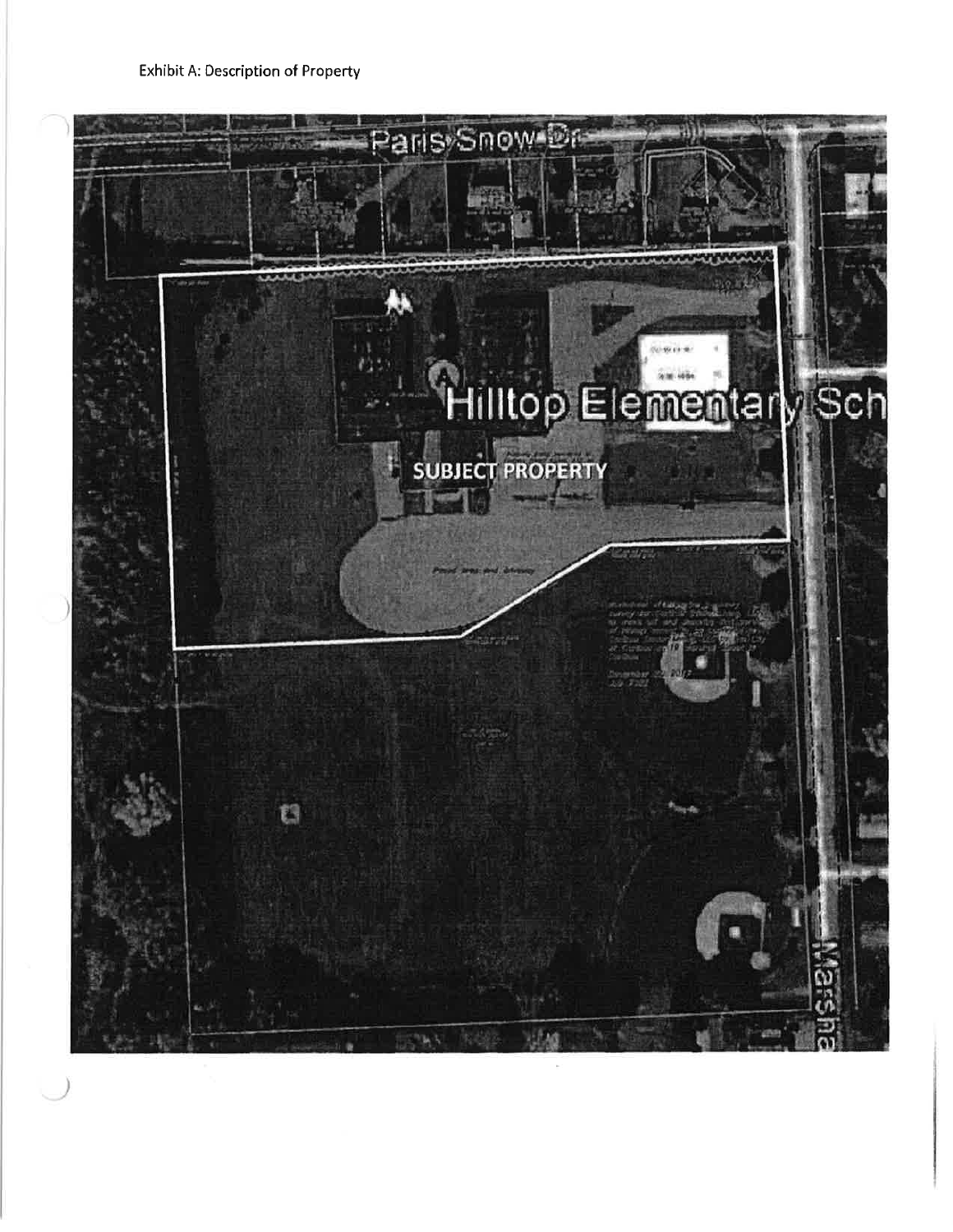Exhibit A: Description of Property

Paris Snow Dr

Hilltop Elementary Sch

SUBJECT PROPERTY

Marsha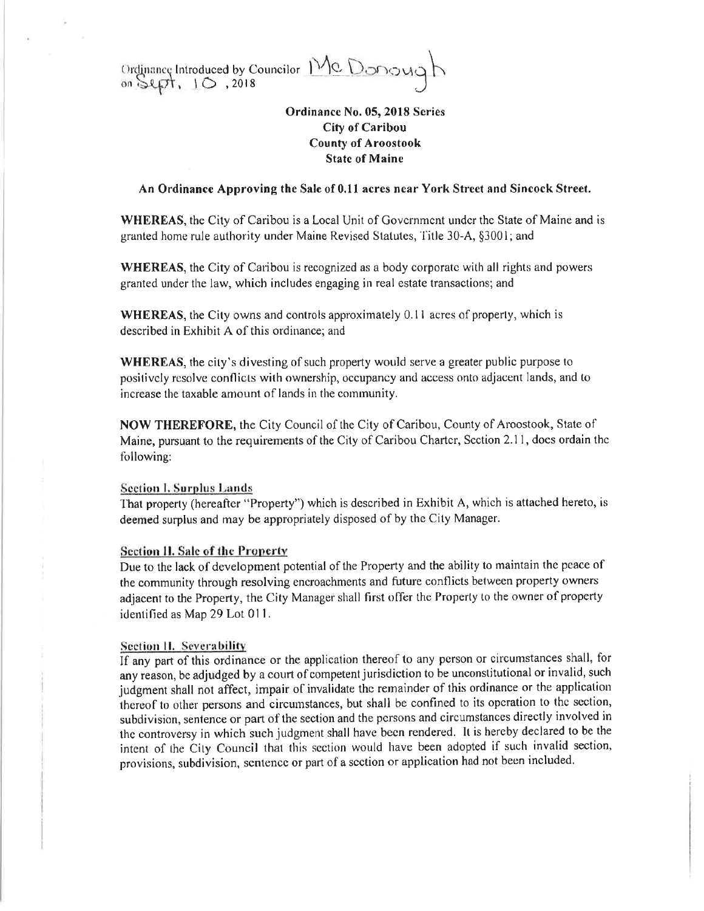Ordinance Introduced by Councilor McDonough on Sept, 10, 2018

**Ordinance No. 05, 2018 Series**
**City of Caribou**
**County of Aroostook**
**State of Maine**

**An Ordinance Approving the Sale of 0.11 acres near York Street and Sincock Street.**

**WHEREAS,** the City of Caribou is a Local Unit of Government under the State of Maine and is granted home rule authority under Maine Revised Statutes, Title 30-A, §3001; and

**WHEREAS,** the City of Caribou is recognized as a body corporate with all rights and powers granted under the law, which includes engaging in real estate transactions; and

**WHEREAS,** the City owns and controls approximately 0.11 acres of property, which is described in Exhibit A of this ordinance; and

**WHEREAS,** the city's divesting of such property would serve a greater public purpose to positively resolve conflicts with ownership, occupancy and access onto adjacent lands, and to increase the taxable amount of lands in the community.

**NOW THEREFORE,** the City Council of the City of Caribou, County of Aroostook, State of Maine, pursuant to the requirements of the City of Caribou Charter, Section 2.11, does ordain the following:

**Section I. Surplus Lands**

That property (hereafter "Property") which is described in Exhibit A, which is attached hereto, is deemed surplus and may be appropriately disposed of by the City Manager.

**Section II. Sale of the Property**

Due to the lack of development potential of the Property and the ability to maintain the peace of the community through resolving encroachments and future conflicts between property owners adjacent to the Property, the City Manager shall first offer the Property to the owner of property identified as Map 29 Lot 011.

**Section II. Severability**

If any part of this ordinance or the application thereof to any person or circumstances shall, for any reason, be adjudged by a court of competent jurisdiction to be unconstitutional or invalid, such judgment shall not affect, impair of invalidate the remainder of this ordinance or the application thereof to other persons and circumstances, but shall be confined to its operation to the section, subdivision, sentence or part of the section and the persons and circumstances directly involved in the controversy in which such judgment shall have been rendered. It is hereby declared to be the intent of the City Council that this section would have been adopted if such invalid section, provisions, subdivision, sentence or part of a section or application had not been included.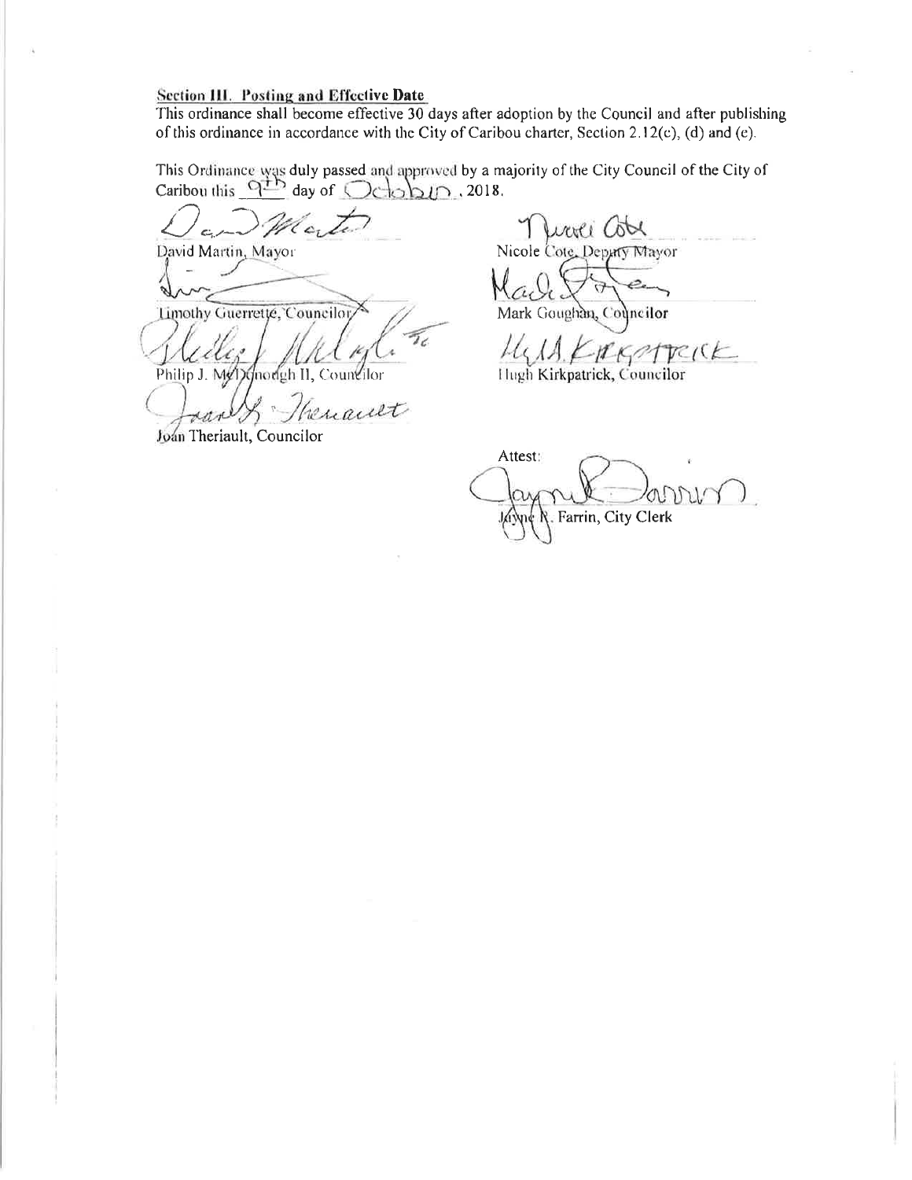**Section III. Posting and Effective Date**

This ordinance shall become effective 30 days after adoption by the Council and after publishing of this ordinance in accordance with the City of Caribou charter, Section 2.12(c), (d) and (e).

This Ordinance was duly passed and approved by a majority of the City Council of the City of Caribou this 9th day of October, 2018.

David Martin, Mayor

Nicole Cote, Deputy Mayor

Timothy Guerrette, Councilor

Mark Goughan, Councilor

Philip J. McDonough II, Councilor

Hugh Kirkpatrick, Councilor

Joan Theriault, Councilor

Attest:

Jayne R. Farrin, City Clerk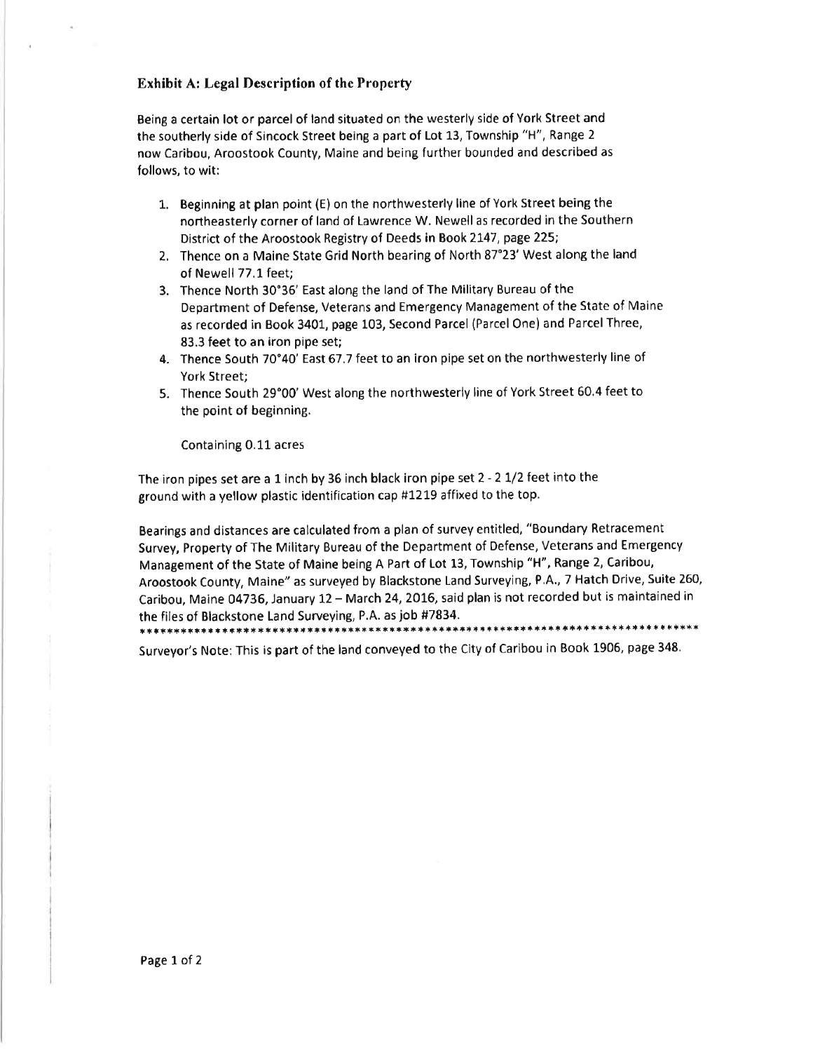## Exhibit A: Legal Description of the Property

Being a certain lot or parcel of land situated on the westerly side of York Street and the southerly side of Sincock Street being a part of Lot 13, Township "H", Range 2 now Caribou, Aroostook County, Maine and being further bounded and described as follows, to wit:

1. Beginning at plan point (E) on the northwesterly line of York Street being the northeasterly corner of land of Lawrence W. Newell as recorded in the Southern District of the Aroostook Registry of Deeds in Book 2147, page 225;
2. Thence on a Maine State Grid North bearing of North 87°23' West along the land of Newell 77.1 feet;
3. Thence North 30°36' East along the land of The Military Bureau of the Department of Defense, Veterans and Emergency Management of the State of Maine as recorded in Book 3401, page 103, Second Parcel (Parcel One) and Parcel Three, 83.3 feet to an iron pipe set;
4. Thence South 70°40' East 67.7 feet to an iron pipe set on the northwesterly line of York Street;
5. Thence South 29°00' West along the northwesterly line of York Street 60.4 feet to the point of beginning.

Containing 0.11 acres

The iron pipes set are a 1 inch by 36 inch black iron pipe set 2 - 2 1/2 feet into the ground with a yellow plastic identification cap #1219 affixed to the top.

Bearings and distances are calculated from a plan of survey entitled, "Boundary Retracement Survey, Property of The Military Bureau of the Department of Defense, Veterans and Emergency Management of the State of Maine being A Part of Lot 13, Township "H", Range 2, Caribou, Aroostook County, Maine" as surveyed by Blackstone Land Surveying, P.A., 7 Hatch Drive, Suite 260, Caribou, Maine 04736, January 12 – March 24, 2016, said plan is not recorded but is maintained in the files of Blackstone Land Surveying, P.A. as job #7834.

*******************************************************************************

Surveyor's Note: This is part of the land conveyed to the City of Caribou in Book 1906, page 348.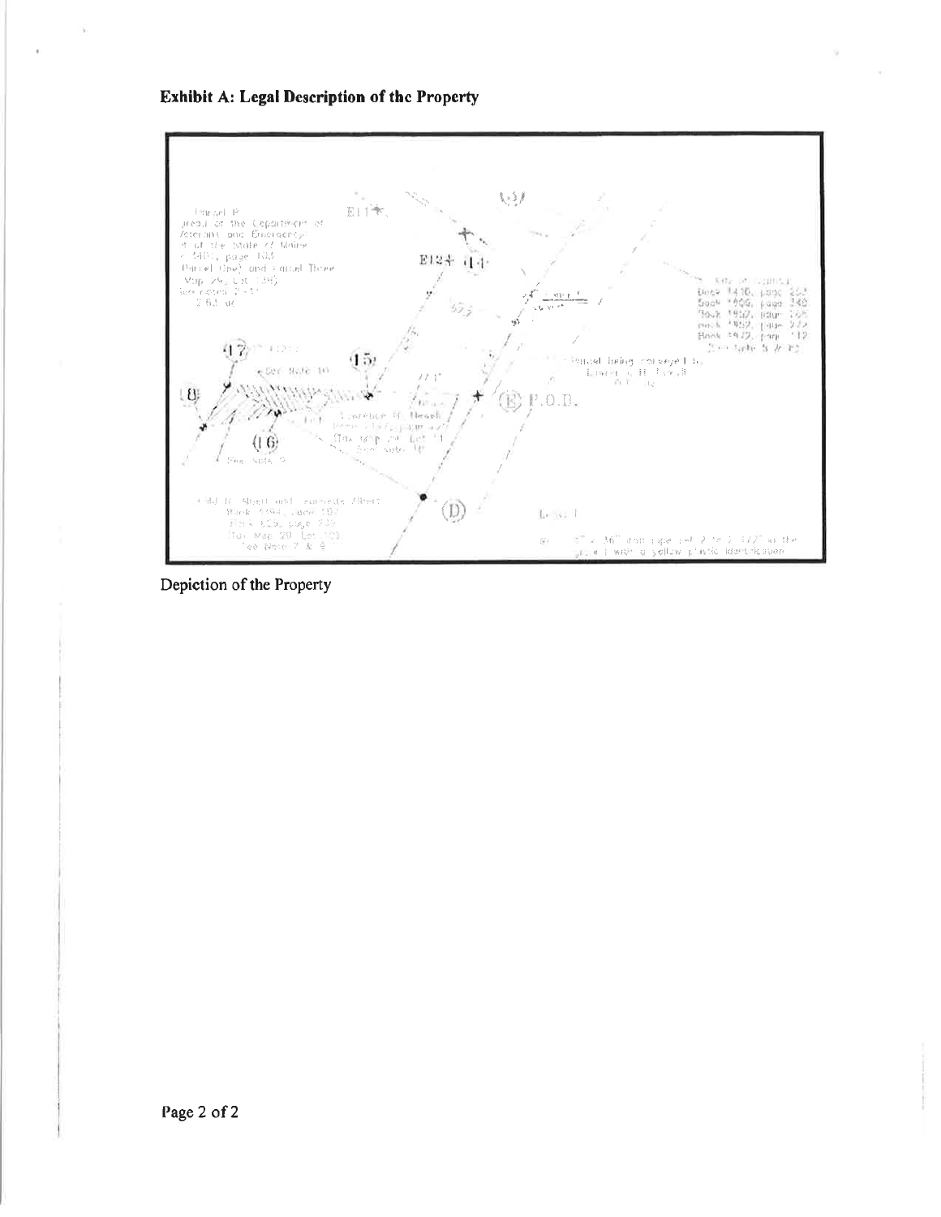**Exhibit A: Legal Description of the Property**

Depiction of the Property